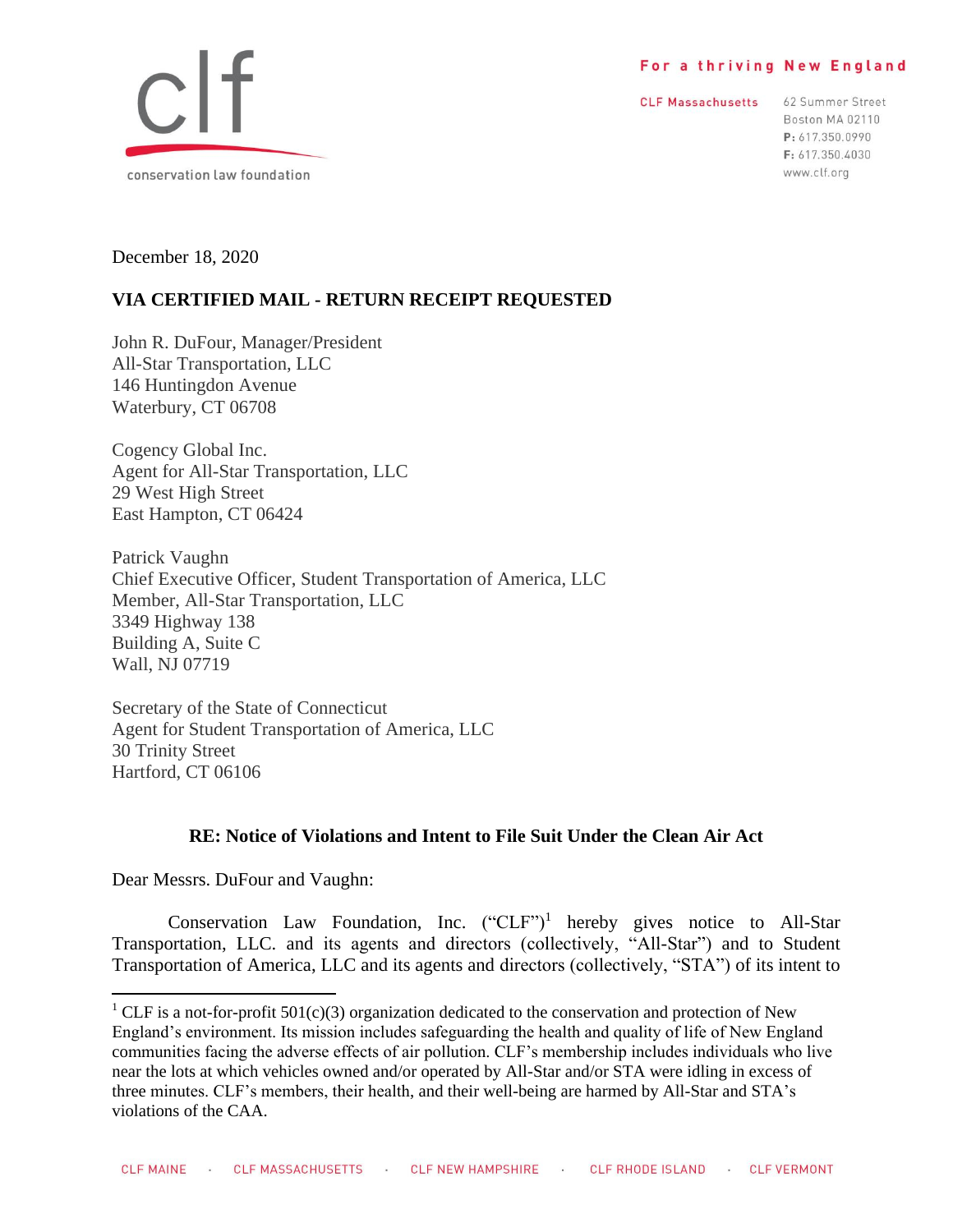clf

conservation law foundation

**For a thriving New England**

**CLF Massachusetts**

62 Summer Street
Boston MA 02110
**P:** 617.350.0990
**F:** 617.350.4030
www.clf.org

December 18, 2020

**VIA CERTIFIED MAIL - RETURN RECEIPT REQUESTED**

John R. DuFour, Manager/President
All-Star Transportation, LLC
146 Huntingdon Avenue
Waterbury, CT 06708

Cogency Global Inc.
Agent for All-Star Transportation, LLC
29 West High Street
East Hampton, CT 06424

Patrick Vaughn
Chief Executive Officer, Student Transportation of America, LLC
Member, All-Star Transportation, LLC
3349 Highway 138
Building A, Suite C
Wall, NJ 07719

Secretary of the State of Connecticut
Agent for Student Transportation of America, LLC
30 Trinity Street
Hartford, CT 06106

**RE: Notice of Violations and Intent to File Suit Under the Clean Air Act**

Dear Messrs. DuFour and Vaughn:

Conservation Law Foundation, Inc. ("CLF")[1] hereby gives notice to All-Star Transportation, LLC. and its agents and directors (collectively, "All-Star") and to Student Transportation of America, LLC and its agents and directors (collectively, "STA") of its intent to

[1] CLF is a not-for-profit 501(c)(3) organization dedicated to the conservation and protection of New England's environment. Its mission includes safeguarding the health and quality of life of New England communities facing the adverse effects of air pollution. CLF's membership includes individuals who live near the lots at which vehicles owned and/or operated by All-Star and/or STA were idling in excess of three minutes. CLF's members, their health, and their well-being are harmed by All-Star and STA's violations of the CAA.

CLF MAINE · CLF MASSACHUSETTS · CLF NEW HAMPSHIRE · CLF RHODE ISLAND · CLF VERMONT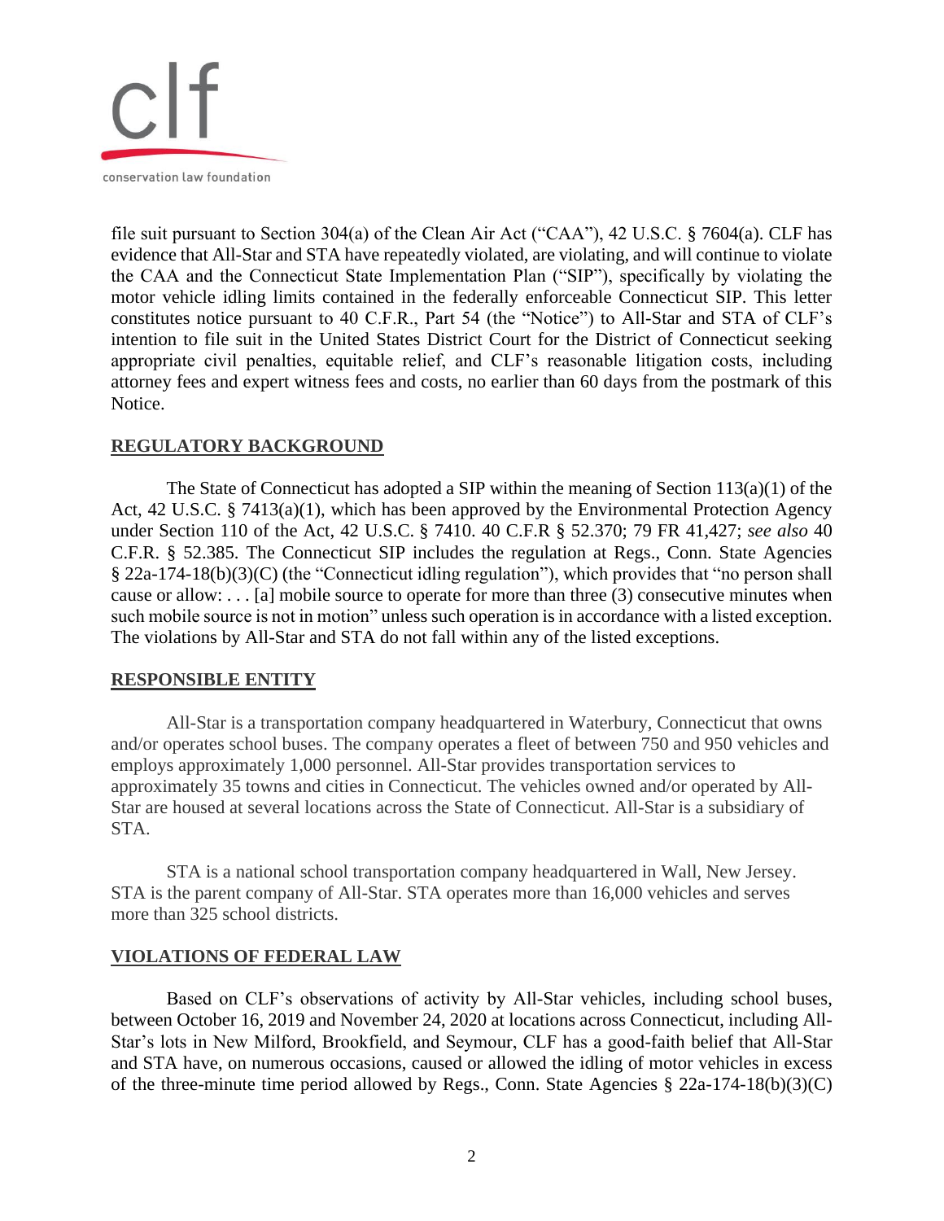file suit pursuant to Section 304(a) of the Clean Air Act ("CAA"), 42 U.S.C. § 7604(a). CLF has evidence that All-Star and STA have repeatedly violated, are violating, and will continue to violate the CAA and the Connecticut State Implementation Plan ("SIP"), specifically by violating the motor vehicle idling limits contained in the federally enforceable Connecticut SIP. This letter constitutes notice pursuant to 40 C.F.R., Part 54 (the "Notice") to All-Star and STA of CLF's intention to file suit in the United States District Court for the District of Connecticut seeking appropriate civil penalties, equitable relief, and CLF's reasonable litigation costs, including attorney fees and expert witness fees and costs, no earlier than 60 days from the postmark of this Notice.

## REGULATORY BACKGROUND

The State of Connecticut has adopted a SIP within the meaning of Section 113(a)(1) of the Act, 42 U.S.C. § 7413(a)(1), which has been approved by the Environmental Protection Agency under Section 110 of the Act, 42 U.S.C. § 7410. 40 C.F.R § 52.370; 79 FR 41,427; *see also* 40 C.F.R. § 52.385. The Connecticut SIP includes the regulation at Regs., Conn. State Agencies § 22a-174-18(b)(3)(C) (the "Connecticut idling regulation"), which provides that "no person shall cause or allow: . . . [a] mobile source to operate for more than three (3) consecutive minutes when such mobile source is not in motion" unless such operation is in accordance with a listed exception. The violations by All-Star and STA do not fall within any of the listed exceptions.

## RESPONSIBLE ENTITY

All-Star is a transportation company headquartered in Waterbury, Connecticut that owns and/or operates school buses. The company operates a fleet of between 750 and 950 vehicles and employs approximately 1,000 personnel. All-Star provides transportation services to approximately 35 towns and cities in Connecticut. The vehicles owned and/or operated by All-Star are housed at several locations across the State of Connecticut. All-Star is a subsidiary of STA.

STA is a national school transportation company headquartered in Wall, New Jersey. STA is the parent company of All-Star. STA operates more than 16,000 vehicles and serves more than 325 school districts.

## VIOLATIONS OF FEDERAL LAW

Based on CLF's observations of activity by All-Star vehicles, including school buses, between October 16, 2019 and November 24, 2020 at locations across Connecticut, including All-Star's lots in New Milford, Brookfield, and Seymour, CLF has a good-faith belief that All-Star and STA have, on numerous occasions, caused or allowed the idling of motor vehicles in excess of the three-minute time period allowed by Regs., Conn. State Agencies § 22a-174-18(b)(3)(C)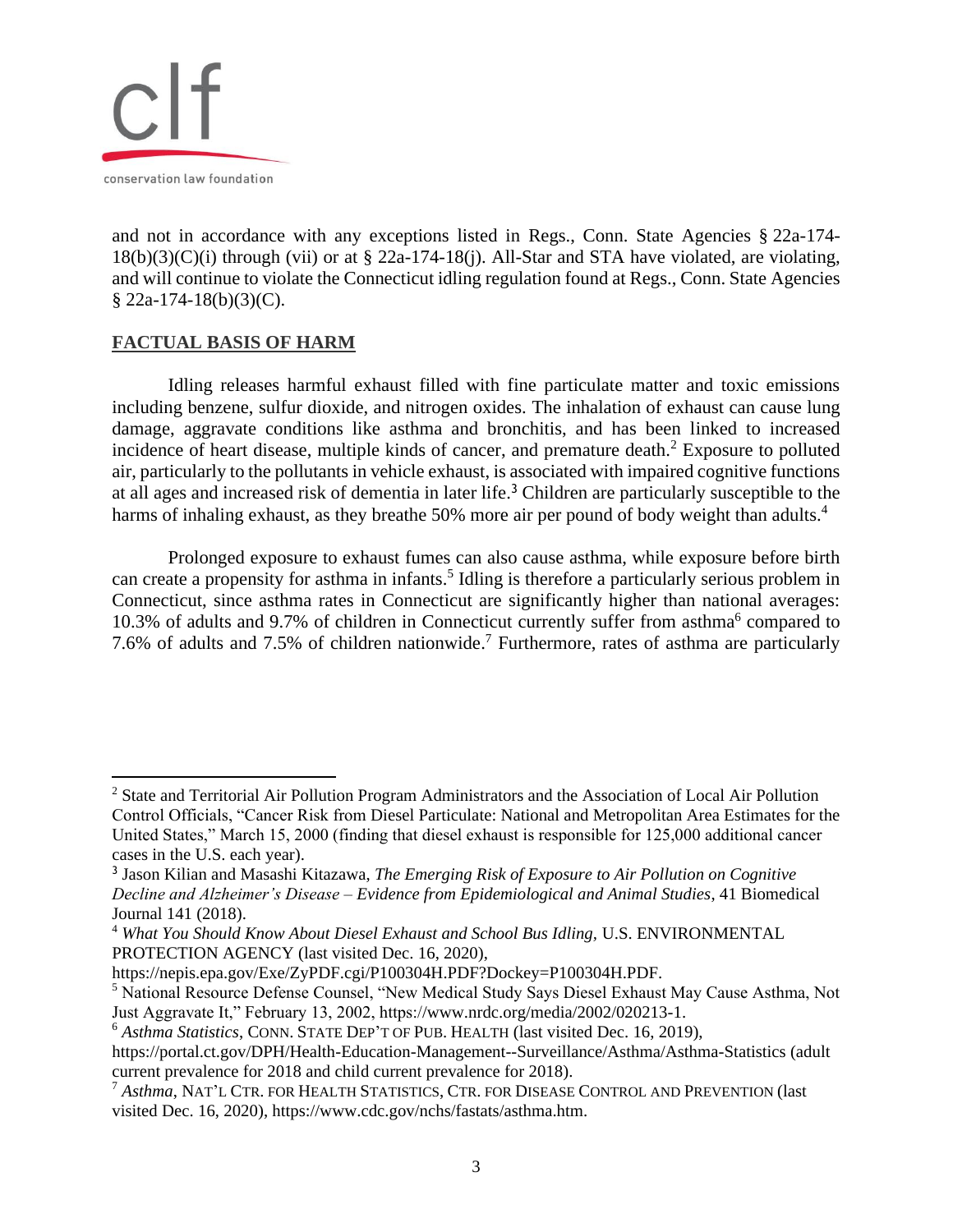and not in accordance with any exceptions listed in Regs., Conn. State Agencies § 22a-174-18(b)(3)(C)(i) through (vii) or at § 22a-174-18(j). All-Star and STA have violated, are violating, and will continue to violate the Connecticut idling regulation found at Regs., Conn. State Agencies § 22a-174-18(b)(3)(C).

**FACTUAL BASIS OF HARM**

Idling releases harmful exhaust filled with fine particulate matter and toxic emissions including benzene, sulfur dioxide, and nitrogen oxides. The inhalation of exhaust can cause lung damage, aggravate conditions like asthma and bronchitis, and has been linked to increased incidence of heart disease, multiple kinds of cancer, and premature death.[2] Exposure to polluted air, particularly to the pollutants in vehicle exhaust, is associated with impaired cognitive functions at all ages and increased risk of dementia in later life.[3] Children are particularly susceptible to the harms of inhaling exhaust, as they breathe 50% more air per pound of body weight than adults.[4]

Prolonged exposure to exhaust fumes can also cause asthma, while exposure before birth can create a propensity for asthma in infants.[5] Idling is therefore a particularly serious problem in Connecticut, since asthma rates in Connecticut are significantly higher than national averages: 10.3% of adults and 9.7% of children in Connecticut currently suffer from asthma[6] compared to 7.6% of adults and 7.5% of children nationwide.[7] Furthermore, rates of asthma are particularly

---

[2] State and Territorial Air Pollution Program Administrators and the Association of Local Air Pollution Control Officials, "Cancer Risk from Diesel Particulate: National and Metropolitan Area Estimates for the United States," March 15, 2000 (finding that diesel exhaust is responsible for 125,000 additional cancer cases in the U.S. each year).

[3] Jason Kilian and Masashi Kitazawa, *The Emerging Risk of Exposure to Air Pollution on Cognitive Decline and Alzheimer's Disease – Evidence from Epidemiological and Animal Studies*, 41 Biomedical Journal 141 (2018).

[4] *What You Should Know About Diesel Exhaust and School Bus Idling*, U.S. ENVIRONMENTAL PROTECTION AGENCY (last visited Dec. 16, 2020), https://nepis.epa.gov/Exe/ZyPDF.cgi/P100304H.PDF?Dockey=P100304H.PDF.

[5] National Resource Defense Counsel, "New Medical Study Says Diesel Exhaust May Cause Asthma, Not Just Aggravate It," February 13, 2002, https://www.nrdc.org/media/2002/020213-1.

[6] *Asthma Statistics*, CONN. STATE DEP'T OF PUB. HEALTH (last visited Dec. 16, 2019), https://portal.ct.gov/DPH/Health-Education-Management--Surveillance/Asthma/Asthma-Statistics (adult current prevalence for 2018 and child current prevalence for 2018).

[7] *Asthma*, NAT'L CTR. FOR HEALTH STATISTICS, CTR. FOR DISEASE CONTROL AND PREVENTION (last visited Dec. 16, 2020), https://www.cdc.gov/nchs/fastats/asthma.htm.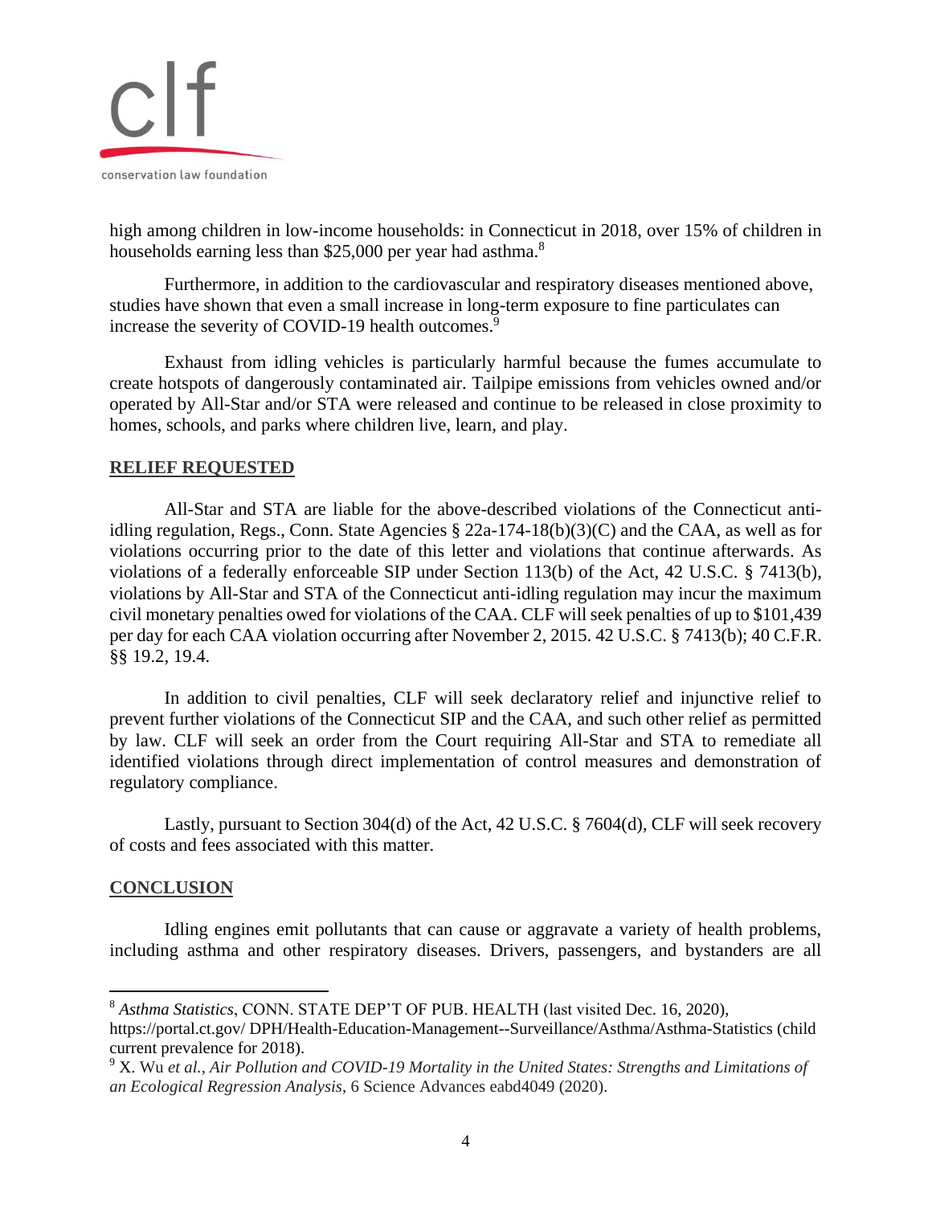high among children in low-income households: in Connecticut in 2018, over 15% of children in households earning less than $25,000 per year had asthma.[8]

Furthermore, in addition to the cardiovascular and respiratory diseases mentioned above, studies have shown that even a small increase in long-term exposure to fine particulates can increase the severity of COVID-19 health outcomes.[9]

Exhaust from idling vehicles is particularly harmful because the fumes accumulate to create hotspots of dangerously contaminated air. Tailpipe emissions from vehicles owned and/or operated by All-Star and/or STA were released and continue to be released in close proximity to homes, schools, and parks where children live, learn, and play.

## RELIEF REQUESTED

All-Star and STA are liable for the above-described violations of the Connecticut anti-idling regulation, Regs., Conn. State Agencies § 22a-174-18(b)(3)(C) and the CAA, as well as for violations occurring prior to the date of this letter and violations that continue afterwards. As violations of a federally enforceable SIP under Section 113(b) of the Act, 42 U.S.C. § 7413(b), violations by All-Star and STA of the Connecticut anti-idling regulation may incur the maximum civil monetary penalties owed for violations of the CAA. CLF will seek penalties of up to $101,439 per day for each CAA violation occurring after November 2, 2015. 42 U.S.C. § 7413(b); 40 C.F.R. §§ 19.2, 19.4.

In addition to civil penalties, CLF will seek declaratory relief and injunctive relief to prevent further violations of the Connecticut SIP and the CAA, and such other relief as permitted by law. CLF will seek an order from the Court requiring All-Star and STA to remediate all identified violations through direct implementation of control measures and demonstration of regulatory compliance.

Lastly, pursuant to Section 304(d) of the Act, 42 U.S.C. § 7604(d), CLF will seek recovery of costs and fees associated with this matter.

## CONCLUSION

Idling engines emit pollutants that can cause or aggravate a variety of health problems, including asthma and other respiratory diseases. Drivers, passengers, and bystanders are all

---

[8] *Asthma Statistics*, CONN. STATE DEP'T OF PUB. HEALTH (last visited Dec. 16, 2020), https://portal.ct.gov/ DPH/Health-Education-Management--Surveillance/Asthma/Asthma-Statistics (child current prevalence for 2018).

[9] X. Wu *et al.*, *Air Pollution and COVID-19 Mortality in the United States: Strengths and Limitations of an Ecological Regression Analysis*, 6 Science Advances eabd4049 (2020).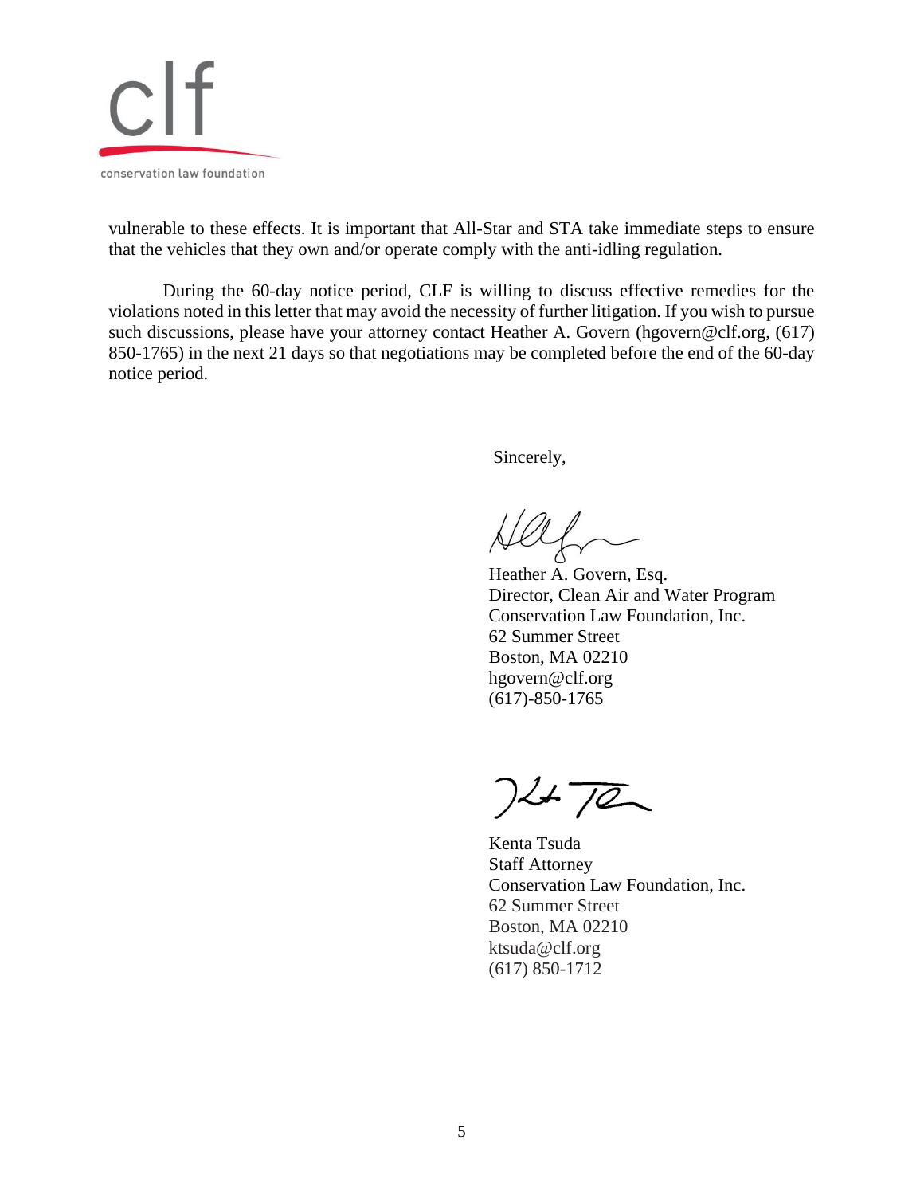vulnerable to these effects. It is important that All-Star and STA take immediate steps to ensure that the vehicles that they own and/or operate comply with the anti-idling regulation.

During the 60-day notice period, CLF is willing to discuss effective remedies for the violations noted in this letter that may avoid the necessity of further litigation. If you wish to pursue such discussions, please have your attorney contact Heather A. Govern (hgovern@clf.org, (617) 850-1765) in the next 21 days so that negotiations may be completed before the end of the 60-day notice period.

Sincerely,

Heather A. Govern, Esq.
Director, Clean Air and Water Program
Conservation Law Foundation, Inc.
62 Summer Street
Boston, MA 02210
hgovern@clf.org
(617)-850-1765

Kenta Tsuda
Staff Attorney
Conservation Law Foundation, Inc.
62 Summer Street
Boston, MA 02210
ktsuda@clf.org
(617) 850-1712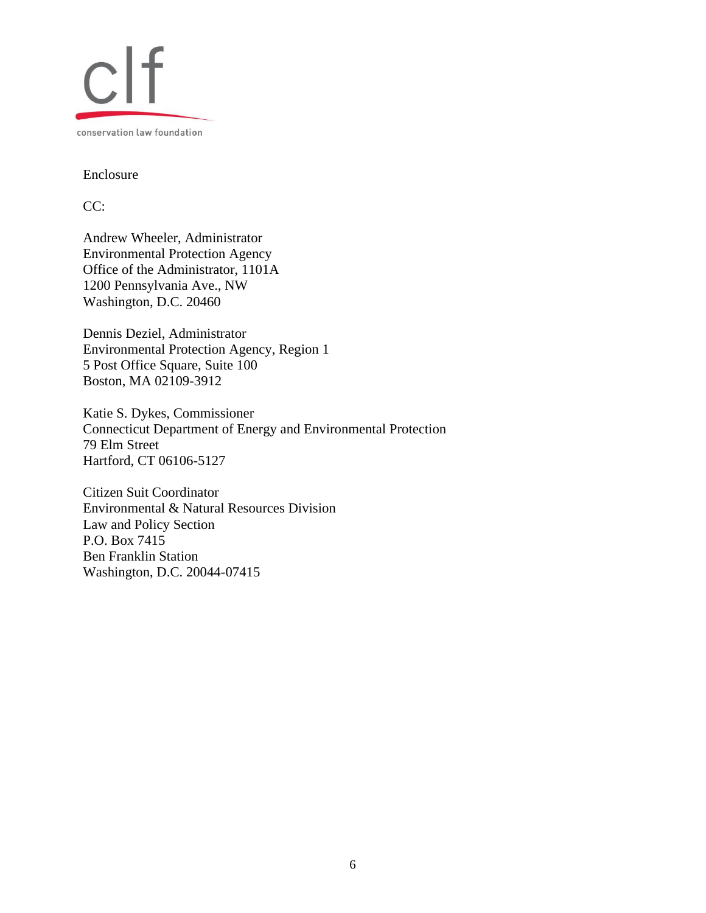clf

conservation law foundation

Enclosure

CC:

Andrew Wheeler, Administrator
Environmental Protection Agency
Office of the Administrator, 1101A
1200 Pennsylvania Ave., NW
Washington, D.C. 20460

Dennis Deziel, Administrator
Environmental Protection Agency, Region 1
5 Post Office Square, Suite 100
Boston, MA 02109-3912

Katie S. Dykes, Commissioner
Connecticut Department of Energy and Environmental Protection
79 Elm Street
Hartford, CT 06106-5127

Citizen Suit Coordinator
Environmental & Natural Resources Division
Law and Policy Section
P.O. Box 7415
Ben Franklin Station
Washington, D.C. 20044-07415